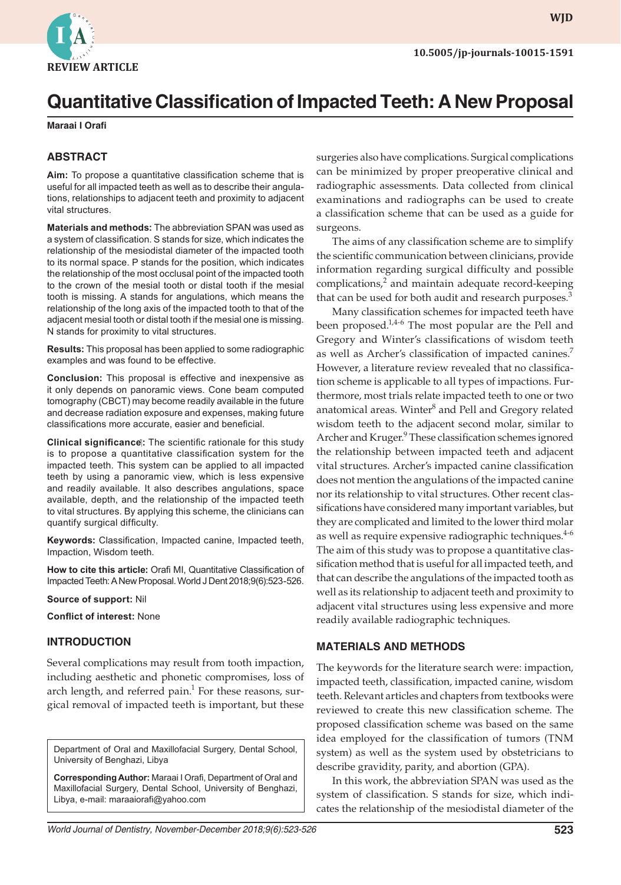REVIEW ARTICLE

10.5005/jp-journals-10015-1591

# Quantitative Classification of Impacted Teeth: A New Proposal

**Maraai I Orafi**

## ABSTRACT

**Aim:** To propose a quantitative classification scheme that is useful for all impacted teeth as well as to describe their angulations, relationships to adjacent teeth and proximity to adjacent vital structures.

**Materials and methods:** The abbreviation SPAN was used as a system of classification. S stands for size, which indicates the relationship of the mesiodistal diameter of the impacted tooth to its normal space. P stands for the position, which indicates the relationship of the most occlusal point of the impacted tooth to the crown of the mesial tooth or distal tooth if the mesial tooth is missing. A stands for angulations, which means the relationship of the long axis of the impacted tooth to that of the adjacent mesial tooth or distal tooth if the mesial one is missing. N stands for proximity to vital structures.

**Results:** This proposal has been applied to some radiographic examples and was found to be effective.

**Conclusion:** This proposal is effective and inexpensive as it only depends on panoramic views. Cone beam computed tomography (CBCT) may become readily available in the future and decrease radiation exposure and expenses, making future classifications more accurate, easier and beneficial.

**Clinical significance:** The scientific rationale for this study is to propose a quantitative classification system for the impacted teeth. This system can be applied to all impacted teeth by using a panoramic view, which is less expensive and readily available. It also describes angulations, space available, depth, and the relationship of the impacted teeth to vital structures. By applying this scheme, the clinicians can quantify surgical difficulty.

**Keywords:** Classification, Impacted canine, Impacted teeth, Impaction, Wisdom teeth.

**How to cite this article:** Orafi MI, Quantitative Classification of Impacted Teeth: A New Proposal. World J Dent 2018;9(6):523-526.

**Source of support:** Nil

**Conflict of interest:** None

## INTRODUCTION

Several complications may result from tooth impaction, including aesthetic and phonetic compromises, loss of arch length, and referred pain.[1] For these reasons, surgical removal of impacted teeth is important, but these surgeries also have complications. Surgical complications can be minimized by proper preoperative clinical and radiographic assessments. Data collected from clinical examinations and radiographs can be used to create a classification scheme that can be used as a guide for surgeons.

The aims of any classification scheme are to simplify the scientific communication between clinicians, provide information regarding surgical difficulty and possible complications,[2] and maintain adequate record-keeping that can be used for both audit and research purposes.[3]

Many classification schemes for impacted teeth have been proposed.[1,4-6] The most popular are the Pell and Gregory and Winter's classifications of wisdom teeth as well as Archer's classification of impacted canines.[7] However, a literature review revealed that no classification scheme is applicable to all types of impactions. Furthermore, most trials relate impacted teeth to one or two anatomical areas. Winter[8] and Pell and Gregory related wisdom teeth to the adjacent second molar, similar to Archer and Kruger.[9] These classification schemes ignored the relationship between impacted teeth and adjacent vital structures. Archer's impacted canine classification does not mention the angulations of the impacted canine nor its relationship to vital structures. Other recent classifications have considered many important variables, but they are complicated and limited to the lower third molar as well as require expensive radiographic techniques.[4-6] The aim of this study was to propose a quantitative classification method that is useful for all impacted teeth, and that can describe the angulations of the impacted tooth as well as its relationship to adjacent teeth and proximity to adjacent vital structures using less expensive and more readily available radiographic techniques.

## MATERIALS AND METHODS

The keywords for the literature search were: impaction, impacted teeth, classification, impacted canine, wisdom teeth. Relevant articles and chapters from textbooks were reviewed to create this new classification scheme. The proposed classification scheme was based on the same idea employed for the classification of tumors (TNM system) as well as the system used by obstetricians to describe gravidity, parity, and abortion (GPA).

In this work, the abbreviation SPAN was used as the system of classification. S stands for size, which indicates the relationship of the mesiodistal diameter of the

Department of Oral and Maxillofacial Surgery, Dental School, University of Benghazi, Libya

**Corresponding Author:** Maraai I Orafi, Department of Oral and Maxillofacial Surgery, Dental School, University of Benghazi, Libya, e-mail: maraaiorafi@yahoo.com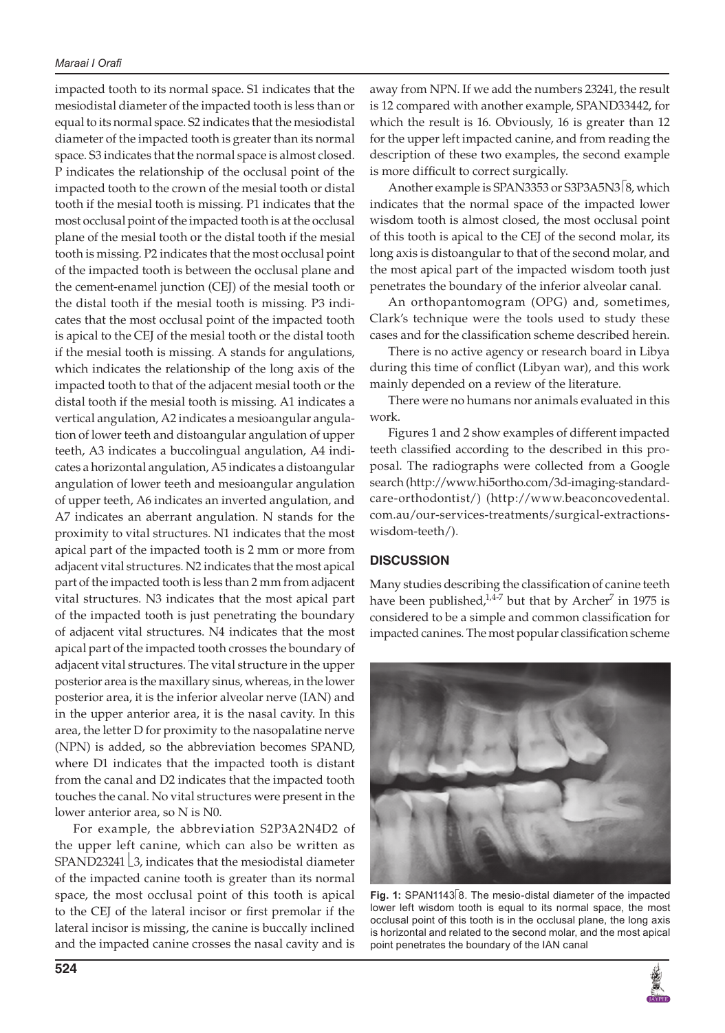impacted tooth to its normal space. S1 indicates that the mesiodistal diameter of the impacted tooth is less than or equal to its normal space. S2 indicates that the mesiodistal diameter of the impacted tooth is greater than its normal space. S3 indicates that the normal space is almost closed. P indicates the relationship of the occlusal point of the impacted tooth to the crown of the mesial tooth or distal tooth if the mesial tooth is missing. P1 indicates that the most occlusal point of the impacted tooth is at the occlusal plane of the mesial tooth or the distal tooth if the mesial tooth is missing. P2 indicates that the most occlusal point of the impacted tooth is between the occlusal plane and the cement-enamel junction (CEJ) of the mesial tooth or the distal tooth if the mesial tooth is missing. P3 indicates that the most occlusal point of the impacted tooth is apical to the CEJ of the mesial tooth or the distal tooth if the mesial tooth is missing. A stands for angulations, which indicates the relationship of the long axis of the impacted tooth to that of the adjacent mesial tooth or the distal tooth if the mesial tooth is missing. A1 indicates a vertical angulation, A2 indicates a mesioangular angulation of lower teeth and distoangular angulation of upper teeth, A3 indicates a buccolingual angulation, A4 indicates a horizontal angulation, A5 indicates a distoangular angulation of lower teeth and mesioangular angulation of upper teeth, A6 indicates an inverted angulation, and A7 indicates an aberrant angulation. N stands for the proximity to vital structures. N1 indicates that the most apical part of the impacted tooth is 2 mm or more from adjacent vital structures. N2 indicates that the most apical part of the impacted tooth is less than 2 mm from adjacent vital structures. N3 indicates that the most apical part of the impacted tooth is just penetrating the boundary of adjacent vital structures. N4 indicates that the most apical part of the impacted tooth crosses the boundary of adjacent vital structures. The vital structure in the upper posterior area is the maxillary sinus, whereas, in the lower posterior area, it is the inferior alveolar nerve (IAN) and in the upper anterior area, it is the nasal cavity. In this area, the letter D for proximity to the nasopalatine nerve (NPN) is added, so the abbreviation becomes SPAND, where D1 indicates that the impacted tooth is distant from the canal and D2 indicates that the impacted tooth touches the canal. No vital structures were present in the lower anterior area, so N is N0.

For example, the abbreviation S2P3A2N4D2 of the upper left canine, which can also be written as SPAND23241⌊3, indicates that the mesiodistal diameter of the impacted canine tooth is greater than its normal space, the most occlusal point of this tooth is apical to the CEJ of the lateral incisor or first premolar if the lateral incisor is missing, the canine is buccally inclined and the impacted canine crosses the nasal cavity and is away from NPN. If we add the numbers 23241, the result is 12 compared with another example, SPAND33442, for which the result is 16. Obviously, 16 is greater than 12 for the upper left impacted canine, and from reading the description of these two examples, the second example is more difficult to correct surgically.

Another example is SPAN3353 or S3P3A5N3⌈8, which indicates that the normal space of the impacted lower wisdom tooth is almost closed, the most occlusal point of this tooth is apical to the CEJ of the second molar, its long axis is distoangular to that of the second molar, and the most apical part of the impacted wisdom tooth just penetrates the boundary of the inferior alveolar canal.

An orthopantomogram (OPG) and, sometimes, Clark's technique were the tools used to study these cases and for the classification scheme described herein.

There is no active agency or research board in Libya during this time of conflict (Libyan war), and this work mainly depended on a review of the literature.

There were no humans nor animals evaluated in this work.

Figures 1 and 2 show examples of different impacted teeth classified according to the described in this proposal. The radiographs were collected from a Google search (http://www.hi5ortho.com/3d-imaging-standard-care-orthodontist/) (http://www.beaconcovedental.com.au/our-services-treatments/surgical-extractions-wisdom-teeth/).

## DISCUSSION

Many studies describing the classification of canine teeth have been published,[1,4-7] but that by Archer[7] in 1975 is considered to be a simple and common classification for impacted canines. The most popular classification scheme

**Fig. 1:** SPAN1143⌈8. The mesio-distal diameter of the impacted lower left wisdom tooth is equal to its normal space, the most occlusal point of this tooth is in the occlusal plane, the long axis is horizontal and related to the second molar, and the most apical point penetrates the boundary of the IAN canal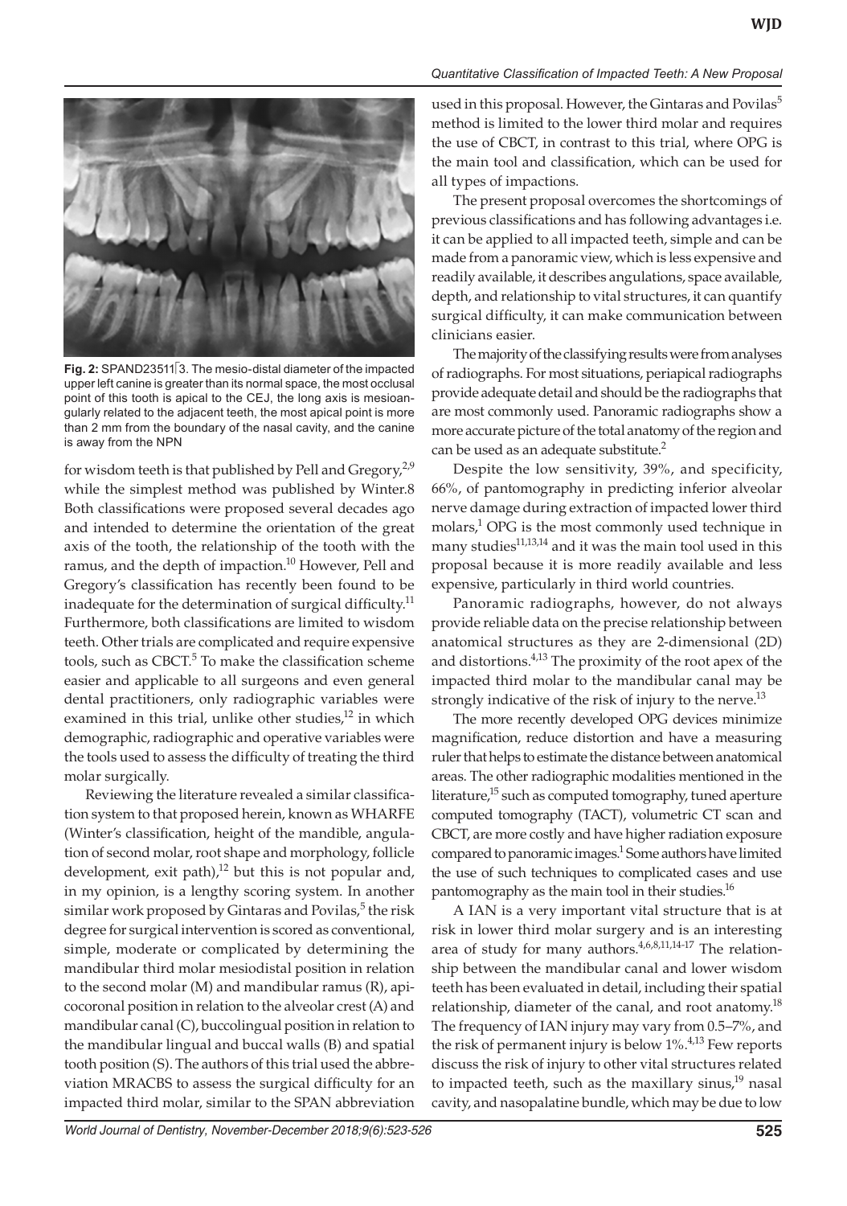**Fig. 2:** SPAND23511|3. The mesio-distal diameter of the impacted upper left canine is greater than its normal space, the most occlusal point of this tooth is apical to the CEJ, the long axis is mesioangularly related to the adjacent teeth, the most apical point is more than 2 mm from the boundary of the nasal cavity, and the canine is away from the NPN

for wisdom teeth is that published by Pell and Gregory,[2,9] while the simplest method was published by Winter.8 Both classifications were proposed several decades ago and intended to determine the orientation of the great axis of the tooth, the relationship of the tooth with the ramus, and the depth of impaction.[10] However, Pell and Gregory's classification has recently been found to be inadequate for the determination of surgical difficulty.[11] Furthermore, both classifications are limited to wisdom teeth. Other trials are complicated and require expensive tools, such as CBCT.[5] To make the classification scheme easier and applicable to all surgeons and even general dental practitioners, only radiographic variables were examined in this trial, unlike other studies,[12] in which demographic, radiographic and operative variables were the tools used to assess the difficulty of treating the third molar surgically.

Reviewing the literature revealed a similar classification system to that proposed herein, known as WHARFE (Winter's classification, height of the mandible, angulation of second molar, root shape and morphology, follicle development, exit path),[12] but this is not popular and, in my opinion, is a lengthy scoring system. In another similar work proposed by Gintaras and Povilas,[5] the risk degree for surgical intervention is scored as conventional, simple, moderate or complicated by determining the mandibular third molar mesiodistal position in relation to the second molar (M) and mandibular ramus (R), apicocoronal position in relation to the alveolar crest (A) and mandibular canal (C), buccolingual position in relation to the mandibular lingual and buccal walls (B) and spatial tooth position (S). The authors of this trial used the abbreviation MRACBS to assess the surgical difficulty for an impacted third molar, similar to the SPAN abbreviation used in this proposal. However, the Gintaras and Povilas[5] method is limited to the lower third molar and requires the use of CBCT, in contrast to this trial, where OPG is the main tool and classification, which can be used for all types of impactions.

The present proposal overcomes the shortcomings of previous classifications and has following advantages i.e. it can be applied to all impacted teeth, simple and can be made from a panoramic view, which is less expensive and readily available, it describes angulations, space available, depth, and relationship to vital structures, it can quantify surgical difficulty, it can make communication between clinicians easier.

The majority of the classifying results were from analyses of radiographs. For most situations, periapical radiographs provide adequate detail and should be the radiographs that are most commonly used. Panoramic radiographs show a more accurate picture of the total anatomy of the region and can be used as an adequate substitute.[2]

Despite the low sensitivity, 39%, and specificity, 66%, of pantomography in predicting inferior alveolar nerve damage during extraction of impacted lower third molars,[1] OPG is the most commonly used technique in many studies[11,13,14] and it was the main tool used in this proposal because it is more readily available and less expensive, particularly in third world countries.

Panoramic radiographs, however, do not always provide reliable data on the precise relationship between anatomical structures as they are 2-dimensional (2D) and distortions.[4,13] The proximity of the root apex of the impacted third molar to the mandibular canal may be strongly indicative of the risk of injury to the nerve.[13]

The more recently developed OPG devices minimize magnification, reduce distortion and have a measuring ruler that helps to estimate the distance between anatomical areas. The other radiographic modalities mentioned in the literature,[15] such as computed tomography, tuned aperture computed tomography (TACT), volumetric CT scan and CBCT, are more costly and have higher radiation exposure compared to panoramic images.[1] Some authors have limited the use of such techniques to complicated cases and use pantomography as the main tool in their studies.[16]

A IAN is a very important vital structure that is at risk in lower third molar surgery and is an interesting area of study for many authors.[4,6,8,11,14-17] The relationship between the mandibular canal and lower wisdom teeth has been evaluated in detail, including their spatial relationship, diameter of the canal, and root anatomy.[18] The frequency of IAN injury may vary from 0.5–7%, and the risk of permanent injury is below 1%.[4,13] Few reports discuss the risk of injury to other vital structures related to impacted teeth, such as the maxillary sinus,[19] nasal cavity, and nasopalatine bundle, which may be due to low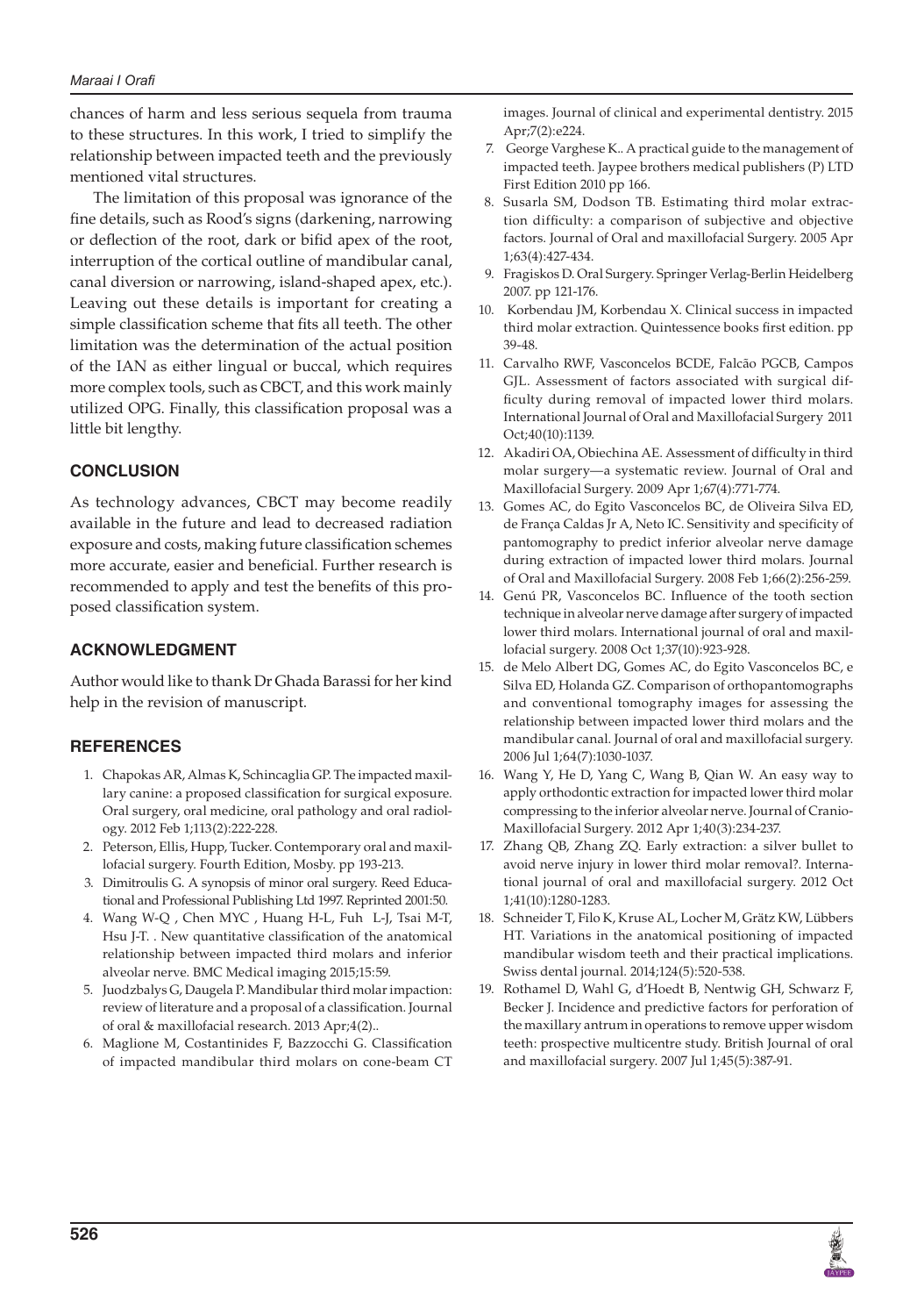chances of harm and less serious sequela from trauma to these structures. In this work, I tried to simplify the relationship between impacted teeth and the previously mentioned vital structures.

The limitation of this proposal was ignorance of the fine details, such as Rood's signs (darkening, narrowing or deflection of the root, dark or bifid apex of the root, interruption of the cortical outline of mandibular canal, canal diversion or narrowing, island-shaped apex, etc.). Leaving out these details is important for creating a simple classification scheme that fits all teeth. The other limitation was the determination of the actual position of the IAN as either lingual or buccal, which requires more complex tools, such as CBCT, and this work mainly utilized OPG. Finally, this classification proposal was a little bit lengthy.

## CONCLUSION

As technology advances, CBCT may become readily available in the future and lead to decreased radiation exposure and costs, making future classification schemes more accurate, easier and beneficial. Further research is recommended to apply and test the benefits of this proposed classification system.

## ACKNOWLEDGMENT

Author would like to thank Dr Ghada Barassi for her kind help in the revision of manuscript.

## REFERENCES

1. Chapokas AR, Almas K, Schincaglia GP. The impacted maxillary canine: a proposed classification for surgical exposure. Oral surgery, oral medicine, oral pathology and oral radiology. 2012 Feb 1;113(2):222-228.
2. Peterson, Ellis, Hupp, Tucker. Contemporary oral and maxillofacial surgery. Fourth Edition, Mosby. pp 193-213.
3. Dimitroulis G. A synopsis of minor oral surgery. Reed Educational and Professional Publishing Ltd 1997. Reprinted 2001:50.
4. Wang W-Q , Chen MYC , Huang H-L, Fuh L-J, Tsai M-T, Hsu J-T. . New quantitative classification of the anatomical relationship between impacted third molars and inferior alveolar nerve. BMC Medical imaging 2015;15:59.
5. Juodzbalys G, Daugela P. Mandibular third molar impaction: review of literature and a proposal of a classification. Journal of oral & maxillofacial research. 2013 Apr;4(2)..
6. Maglione M, Costantinides F, Bazzocchi G. Classification of impacted mandibular third molars on cone-beam CT images. Journal of clinical and experimental dentistry. 2015 Apr;7(2):e224.
7. George Varghese K.. A practical guide to the management of impacted teeth. Jaypee brothers medical publishers (P) LTD First Edition 2010 pp 166.
8. Susarla SM, Dodson TB. Estimating third molar extraction difficulty: a comparison of subjective and objective factors. Journal of Oral and maxillofacial Surgery. 2005 Apr 1;63(4):427-434.
9. Fragiskos D. Oral Surgery. Springer Verlag-Berlin Heidelberg 2007. pp 121-176.
10. Korbendau JM, Korbendau X. Clinical success in impacted third molar extraction. Quintessence books first edition. pp 39-48.
11. Carvalho RWF, Vasconcelos BCDE, Falcão PGCB, Campos GJL. Assessment of factors associated with surgical difficulty during removal of impacted lower third molars. International Journal of Oral and Maxillofacial Surgery 2011 Oct;40(10):1139.
12. Akadiri OA, Obiechina AE. Assessment of difficulty in third molar surgery—a systematic review. Journal of Oral and Maxillofacial Surgery. 2009 Apr 1;67(4):771-774.
13. Gomes AC, do Egito Vasconcelos BC, de Oliveira Silva ED, de França Caldas Jr A, Neto IC. Sensitivity and specificity of pantomography to predict inferior alveolar nerve damage during extraction of impacted lower third molars. Journal of Oral and Maxillofacial Surgery. 2008 Feb 1;66(2):256-259.
14. Genú PR, Vasconcelos BC. Influence of the tooth section technique in alveolar nerve damage after surgery of impacted lower third molars. International journal of oral and maxillofacial surgery. 2008 Oct 1;37(10):923-928.
15. de Melo Albert DG, Gomes AC, do Egito Vasconcelos BC, e Silva ED, Holanda GZ. Comparison of orthopantomographs and conventional tomography images for assessing the relationship between impacted lower third molars and the mandibular canal. Journal of oral and maxillofacial surgery. 2006 Jul 1;64(7):1030-1037.
16. Wang Y, He D, Yang C, Wang B, Qian W. An easy way to apply orthodontic extraction for impacted lower third molar compressing to the inferior alveolar nerve. Journal of Cranio-Maxillofacial Surgery. 2012 Apr 1;40(3):234-237.
17. Zhang QB, Zhang ZQ. Early extraction: a silver bullet to avoid nerve injury in lower third molar removal?. International journal of oral and maxillofacial surgery. 2012 Oct 1;41(10):1280-1283.
18. Schneider T, Filo K, Kruse AL, Locher M, Grätz KW, Lübbers HT. Variations in the anatomical positioning of impacted mandibular wisdom teeth and their practical implications. Swiss dental journal. 2014;124(5):520-538.
19. Rothamel D, Wahl G, d'Hoedt B, Nentwig GH, Schwarz F, Becker J. Incidence and predictive factors for perforation of the maxillary antrum in operations to remove upper wisdom teeth: prospective multicentre study. British Journal of oral and maxillofacial surgery. 2007 Jul 1;45(5):387-91.